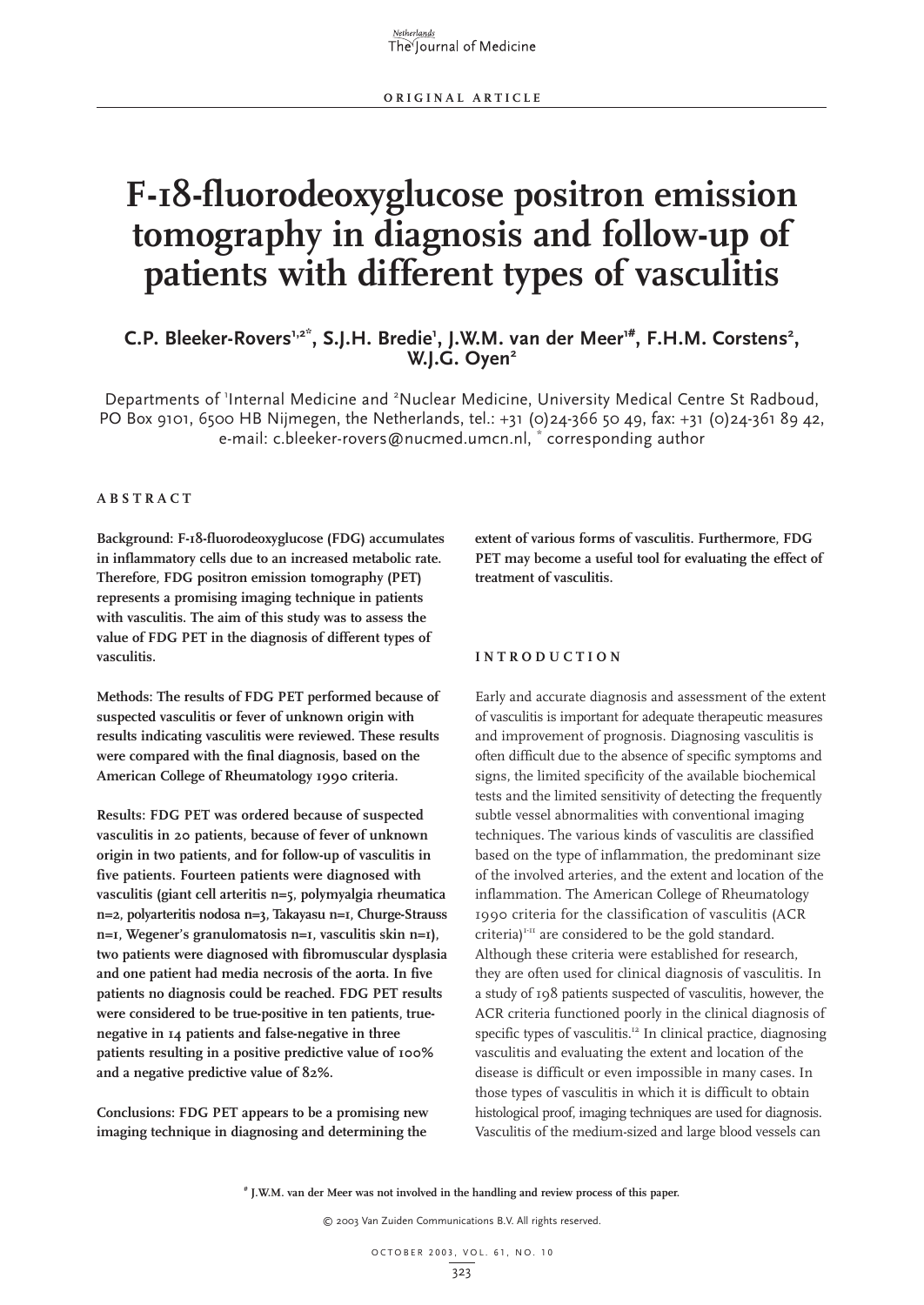ORIGINAL ARTICLE

# F-18-fluorodeoxyglucose positron emission tomography in diagnosis and follow-up of patients with different types of vasculitis

**C.P. Bleeker-Rovers[1,2*], S.J.H. Bredie[1], J.W.M. van der Meer[1#], F.H.M. Corstens[2], W.J.G. Oyen[2]**

Departments of [1]Internal Medicine and [2]Nuclear Medicine, University Medical Centre St Radboud, PO Box 9101, 6500 HB Nijmegen, the Netherlands, tel.: +31 (0)24-366 50 49, fax: +31 (0)24-361 89 42, e-mail: c.bleeker-rovers@nucmed.umcn.nl, * corresponding author

## ABSTRACT

**Background: F-18-fluorodeoxyglucose (FDG) accumulates in inflammatory cells due to an increased metabolic rate. Therefore, FDG positron emission tomography (PET) represents a promising imaging technique in patients with vasculitis. The aim of this study was to assess the value of FDG PET in the diagnosis of different types of vasculitis.**

**Methods: The results of FDG PET performed because of suspected vasculitis or fever of unknown origin with results indicating vasculitis were reviewed. These results were compared with the final diagnosis, based on the American College of Rheumatology 1990 criteria.**

**Results: FDG PET was ordered because of suspected vasculitis in 20 patients, because of fever of unknown origin in two patients, and for follow-up of vasculitis in five patients. Fourteen patients were diagnosed with vasculitis (giant cell arteritis n=5, polymyalgia rheumatica n=2, polyarteritis nodosa n=3, Takayasu n=1, Churge-Strauss n=1, Wegener's granulomatosis n=1, vasculitis skin n=1), two patients were diagnosed with fibromuscular dysplasia and one patient had media necrosis of the aorta. In five patients no diagnosis could be reached. FDG PET results were considered to be true-positive in ten patients, true-negative in 14 patients and false-negative in three patients resulting in a positive predictive value of 100% and a negative predictive value of 82%.**

**Conclusions: FDG PET appears to be a promising new imaging technique in diagnosing and determining the extent of various forms of vasculitis. Furthermore, FDG PET may become a useful tool for evaluating the effect of treatment of vasculitis.**

## INTRODUCTION

Early and accurate diagnosis and assessment of the extent of vasculitis is important for adequate therapeutic measures and improvement of prognosis. Diagnosing vasculitis is often difficult due to the absence of specific symptoms and signs, the limited specificity of the available biochemical tests and the limited sensitivity of detecting the frequently subtle vessel abnormalities with conventional imaging techniques. The various kinds of vasculitis are classified based on the type of inflammation, the predominant size of the involved arteries, and the extent and location of the inflammation. The American College of Rheumatology 1990 criteria for the classification of vasculitis (ACR criteria)[1-11] are considered to be the gold standard. Although these criteria were established for research, they are often used for clinical diagnosis of vasculitis. In a study of 198 patients suspected of vasculitis, however, the ACR criteria functioned poorly in the clinical diagnosis of specific types of vasculitis.[12] In clinical practice, diagnosing vasculitis and evaluating the extent and location of the disease is difficult or even impossible in many cases. In those types of vasculitis in which it is difficult to obtain histological proof, imaging techniques are used for diagnosis. Vasculitis of the medium-sized and large blood vessels can

[#] J.W.M. van der Meer was not involved in the handling and review process of this paper.

© 2003 Van Zuiden Communications B.V. All rights reserved.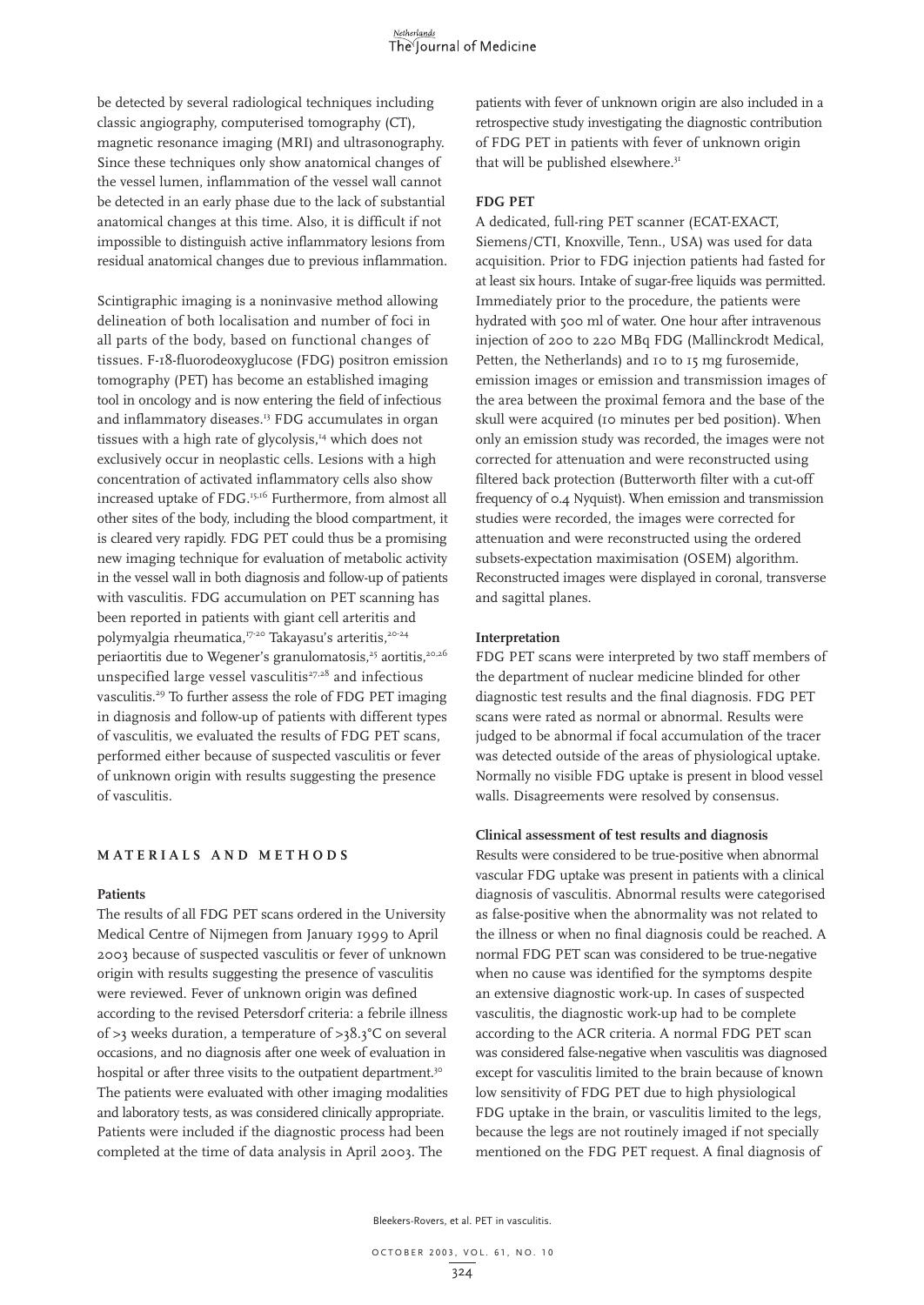be detected by several radiological techniques including classic angiography, computerised tomography (CT), magnetic resonance imaging (MRI) and ultrasonography. Since these techniques only show anatomical changes of the vessel lumen, inflammation of the vessel wall cannot be detected in an early phase due to the lack of substantial anatomical changes at this time. Also, it is difficult if not impossible to distinguish active inflammatory lesions from residual anatomical changes due to previous inflammation.

Scintigraphic imaging is a noninvasive method allowing delineation of both localisation and number of foci in all parts of the body, based on functional changes of tissues. F-18-fluorodeoxyglucose (FDG) positron emission tomography (PET) has become an established imaging tool in oncology and is now entering the field of infectious and inflammatory diseases.[13] FDG accumulates in organ tissues with a high rate of glycolysis,[14] which does not exclusively occur in neoplastic cells. Lesions with a high concentration of activated inflammatory cells also show increased uptake of FDG.[15,16] Furthermore, from almost all other sites of the body, including the blood compartment, it is cleared very rapidly. FDG PET could thus be a promising new imaging technique for evaluation of metabolic activity in the vessel wall in both diagnosis and follow-up of patients with vasculitis. FDG accumulation on PET scanning has been reported in patients with giant cell arteritis and polymyalgia rheumatica,[17-20] Takayasu's arteritis,[20-24] periaortitis due to Wegener's granulomatosis,[25] aortitis,[20,26] unspecified large vessel vasculitis[27,28] and infectious vasculitis.[29] To further assess the role of FDG PET imaging in diagnosis and follow-up of patients with different types of vasculitis, we evaluated the results of FDG PET scans, performed either because of suspected vasculitis or fever of unknown origin with results suggesting the presence of vasculitis.

## MATERIALS AND METHODS

### Patients

The results of all FDG PET scans ordered in the University Medical Centre of Nijmegen from January 1999 to April 2003 because of suspected vasculitis or fever of unknown origin with results suggesting the presence of vasculitis were reviewed. Fever of unknown origin was defined according to the revised Petersdorf criteria: a febrile illness of >3 weeks duration, a temperature of >38.3°C on several occasions, and no diagnosis after one week of evaluation in hospital or after three visits to the outpatient department.[30] The patients were evaluated with other imaging modalities and laboratory tests, as was considered clinically appropriate. Patients were included if the diagnostic process had been completed at the time of data analysis in April 2003. The patients with fever of unknown origin are also included in a retrospective study investigating the diagnostic contribution of FDG PET in patients with fever of unknown origin that will be published elsewhere.[31]

### FDG PET

A dedicated, full-ring PET scanner (ECAT-EXACT, Siemens/CTI, Knoxville, Tenn., USA) was used for data acquisition. Prior to FDG injection patients had fasted for at least six hours. Intake of sugar-free liquids was permitted. Immediately prior to the procedure, the patients were hydrated with 500 ml of water. One hour after intravenous injection of 200 to 220 MBq FDG (Mallinckrodt Medical, Petten, the Netherlands) and 10 to 15 mg furosemide, emission images or emission and transmission images of the area between the proximal femora and the base of the skull were acquired (10 minutes per bed position). When only an emission study was recorded, the images were not corrected for attenuation and were reconstructed using filtered back protection (Butterworth filter with a cut-off frequency of 0.4 Nyquist). When emission and transmission studies were recorded, the images were corrected for attenuation and were reconstructed using the ordered subsets-expectation maximisation (OSEM) algorithm. Reconstructed images were displayed in coronal, transverse and sagittal planes.

### Interpretation

FDG PET scans were interpreted by two staff members of the department of nuclear medicine blinded for other diagnostic test results and the final diagnosis. FDG PET scans were rated as normal or abnormal. Results were judged to be abnormal if focal accumulation of the tracer was detected outside of the areas of physiological uptake. Normally no visible FDG uptake is present in blood vessel walls. Disagreements were resolved by consensus.

### Clinical assessment of test results and diagnosis

Results were considered to be true-positive when abnormal vascular FDG uptake was present in patients with a clinical diagnosis of vasculitis. Abnormal results were categorised as false-positive when the abnormality was not related to the illness or when no final diagnosis could be reached. A normal FDG PET scan was considered to be true-negative when no cause was identified for the symptoms despite an extensive diagnostic work-up. In cases of suspected vasculitis, the diagnostic work-up had to be complete according to the ACR criteria. A normal FDG PET scan was considered false-negative when vasculitis was diagnosed except for vasculitis limited to the brain because of known low sensitivity of FDG PET due to high physiological FDG uptake in the brain, or vasculitis limited to the legs, because the legs are not routinely imaged if not specially mentioned on the FDG PET request. A final diagnosis of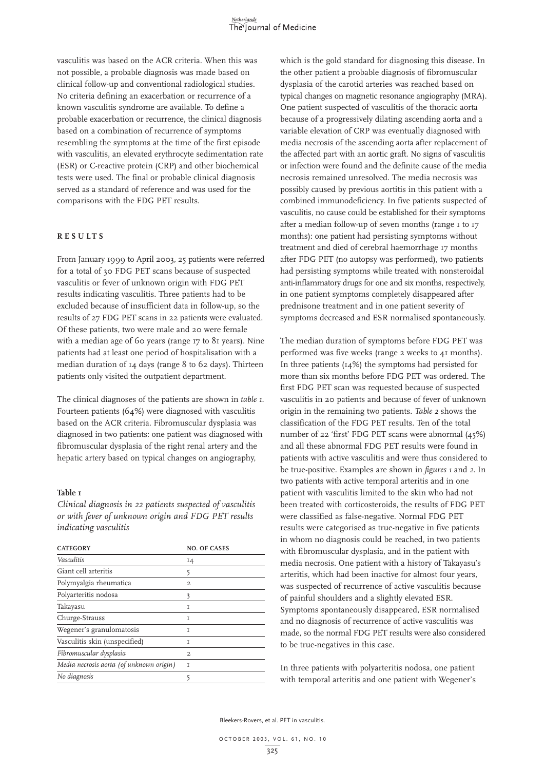vasculitis was based on the ACR criteria. When this was not possible, a probable diagnosis was made based on clinical follow-up and conventional radiological studies. No criteria defining an exacerbation or recurrence of a known vasculitis syndrome are available. To define a probable exacerbation or recurrence, the clinical diagnosis based on a combination of recurrence of symptoms resembling the symptoms at the time of the first episode with vasculitis, an elevated erythrocyte sedimentation rate (ESR) or C-reactive protein (CRP) and other biochemical tests were used. The final or probable clinical diagnosis served as a standard of reference and was used for the comparisons with the FDG PET results.

## RESULTS

From January 1999 to April 2003, 25 patients were referred for a total of 30 FDG PET scans because of suspected vasculitis or fever of unknown origin with FDG PET results indicating vasculitis. Three patients had to be excluded because of insufficient data in follow-up, so the results of 27 FDG PET scans in 22 patients were evaluated. Of these patients, two were male and 20 were female with a median age of 60 years (range 17 to 81 years). Nine patients had at least one period of hospitalisation with a median duration of 14 days (range 8 to 62 days). Thirteen patients only visited the outpatient department.

The clinical diagnoses of the patients are shown in *table 1*. Fourteen patients (64%) were diagnosed with vasculitis based on the ACR criteria. Fibromuscular dysplasia was diagnosed in two patients: one patient was diagnosed with fibromuscular dysplasia of the right renal artery and the hepatic artery based on typical changes on angiography, which is the gold standard for diagnosing this disease. In the other patient a probable diagnosis of fibromuscular dysplasia of the carotid arteries was reached based on typical changes on magnetic resonance angiography (MRA). One patient suspected of vasculitis of the thoracic aorta because of a progressively dilating ascending aorta and a variable elevation of CRP was eventually diagnosed with media necrosis of the ascending aorta after replacement of the affected part with an aortic graft. No signs of vasculitis or infection were found and the definite cause of the media necrosis remained unresolved. The media necrosis was possibly caused by previous aortitis in this patient with a combined immunodeficiency. In five patients suspected of vasculitis, no cause could be established for their symptoms after a median follow-up of seven months (range 1 to 17 months): one patient had persisting symptoms without treatment and died of cerebral haemorrhage 17 months after FDG PET (no autopsy was performed), two patients had persisting symptoms while treated with nonsteroidal anti-inflammatory drugs for one and six months, respectively, in one patient symptoms completely disappeared after prednisone treatment and in one patient severity of symptoms decreased and ESR normalised spontaneously.

**Table 1**

*Clinical diagnosis in 22 patients suspected of vasculitis or with fever of unknown origin and FDG PET results indicating vasculitis*

| CATEGORY | NO. OF CASES |
|---|---|
| *Vasculitis* | 14 |
| Giant cell arteritis | 5 |
| Polymyalgia rheumatica | 2 |
| Polyarteritis nodosa | 3 |
| Takayasu | 1 |
| Churge-Strauss | 1 |
| Wegener's granulomatosis | 1 |
| Vasculitis skin (unspecified) | 1 |
| *Fibromuscular dysplasia* | 2 |
| *Media necrosis aorta (of unknown origin)* | 1 |
| *No diagnosis* | 5 |

The median duration of symptoms before FDG PET was performed was five weeks (range 2 weeks to 41 months). In three patients (14%) the symptoms had persisted for more than six months before FDG PET was ordered. The first FDG PET scan was requested because of suspected vasculitis in 20 patients and because of fever of unknown origin in the remaining two patients. *Table 2* shows the classification of the FDG PET results. Ten of the total number of 22 'first' FDG PET scans were abnormal (45%) and all these abnormal FDG PET results were found in patients with active vasculitis and were thus considered to be true-positive. Examples are shown in *figures 1* and *2*. In two patients with active temporal arteritis and in one patient with vasculitis limited to the skin who had not been treated with corticosteroids, the results of FDG PET were classified as false-negative. Normal FDG PET results were categorised as true-negative in five patients in whom no diagnosis could be reached, in two patients with fibromuscular dysplasia, and in the patient with media necrosis. One patient with a history of Takayasu's arteritis, which had been inactive for almost four years, was suspected of recurrence of active vasculitis because of painful shoulders and a slightly elevated ESR. Symptoms spontaneously disappeared, ESR normalised and no diagnosis of recurrence of active vasculitis was made, so the normal FDG PET results were also considered to be true-negatives in this case.

In three patients with polyarteritis nodosa, one patient with temporal arteritis and one patient with Wegener's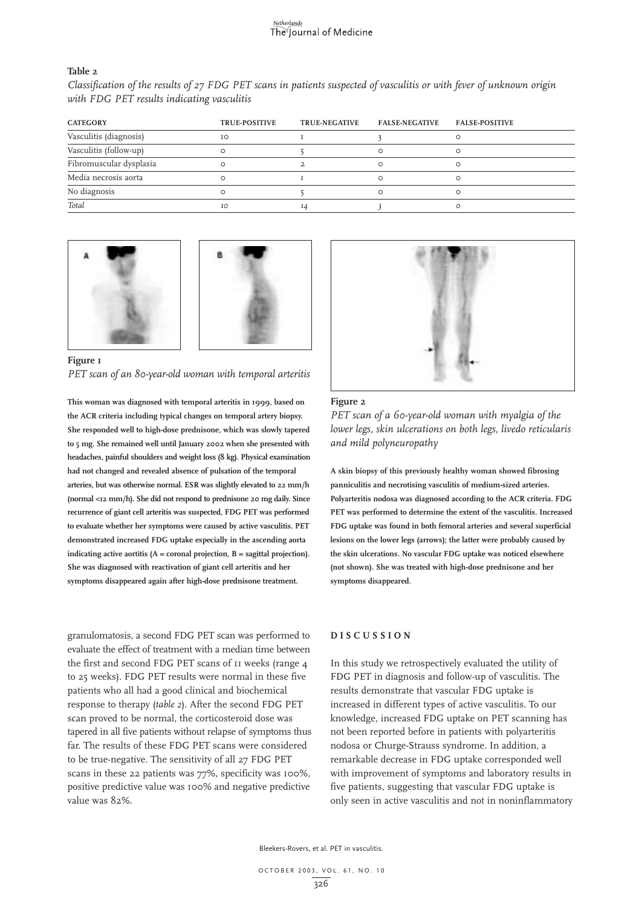**Table 2**

*Classification of the results of 27 FDG PET scans in patients suspected of vasculitis or with fever of unknown origin with FDG PET results indicating vasculitis*

| CATEGORY | TRUE-POSITIVE | TRUE-NEGATIVE | FALSE-NEGATIVE | FALSE-POSITIVE |
|---|---|---|---|---|
| Vasculitis (diagnosis) | 10 | 1 | 3 | 0 |
| Vasculitis (follow-up) | 0 | 5 | 0 | 0 |
| Fibromuscular dysplasia | 0 | 2 | 0 | 0 |
| Media necrosis aorta | 0 | 1 | 0 | 0 |
| No diagnosis | 0 | 5 | 0 | 0 |
| *Total* | *10* | *14* | *3* | *0* |

**Figure 1**

*PET scan of an 80-year-old woman with temporal arteritis*

**This woman was diagnosed with temporal arteritis in 1999, based on the ACR criteria including typical changes on temporal artery biopsy. She responded well to high-dose prednisone, which was slowly tapered to 5 mg. She remained well until January 2002 when she presented with headaches, painful shoulders and weight loss (8 kg). Physical examination had not changed and revealed absence of pulsation of the temporal arteries, but was otherwise normal. ESR was slightly elevated to 22 mm/h (normal <12 mm/h). She did not respond to prednisone 20 mg daily. Since recurrence of giant cell arteritis was suspected, FDG PET was performed to evaluate whether her symptoms were caused by active vasculitis. PET demonstrated increased FDG uptake especially in the ascending aorta indicating active aortitis (A = coronal projection, B = sagittal projection). She was diagnosed with reactivation of giant cell arteritis and her symptoms disappeared again after high-dose prednisone treatment.**

**Figure 2**

*PET scan of a 60-year-old woman with myalgia of the lower legs, skin ulcerations on both legs, livedo reticularis and mild polyneuropathy*

**A skin biopsy of this previously healthy woman showed fibrosing panniculitis and necrotising vasculitis of medium-sized arteries. Polyarteritis nodosa was diagnosed according to the ACR criteria. FDG PET was performed to determine the extent of the vasculitis. Increased FDG uptake was found in both femoral arteries and several superficial lesions on the lower legs (arrows); the latter were probably caused by the skin ulcerations. No vascular FDG uptake was noticed elsewhere (not shown). She was treated with high-dose prednisone and her symptoms disappeared.**

granulomatosis, a second FDG PET scan was performed to evaluate the effect of treatment with a median time between the first and second FDG PET scans of 11 weeks (range 4 to 25 weeks). FDG PET results were normal in these five patients who all had a good clinical and biochemical response to therapy (*table 2*). After the second FDG PET scan proved to be normal, the corticosteroid dose was tapered in all five patients without relapse of symptoms thus far. The results of these FDG PET scans were considered to be true-negative. The sensitivity of all 27 FDG PET scans in these 22 patients was 77%, specificity was 100%, positive predictive value was 100% and negative predictive value was 82%.

## DISCUSSION

In this study we retrospectively evaluated the utility of FDG PET in diagnosis and follow-up of vasculitis. The results demonstrate that vascular FDG uptake is increased in different types of active vasculitis. To our knowledge, increased FDG uptake on PET scanning has not been reported before in patients with polyarteritis nodosa or Churge-Strauss syndrome. In addition, a remarkable decrease in FDG uptake corresponded well with improvement of symptoms and laboratory results in five patients, suggesting that vascular FDG uptake is only seen in active vasculitis and not in noninflammatory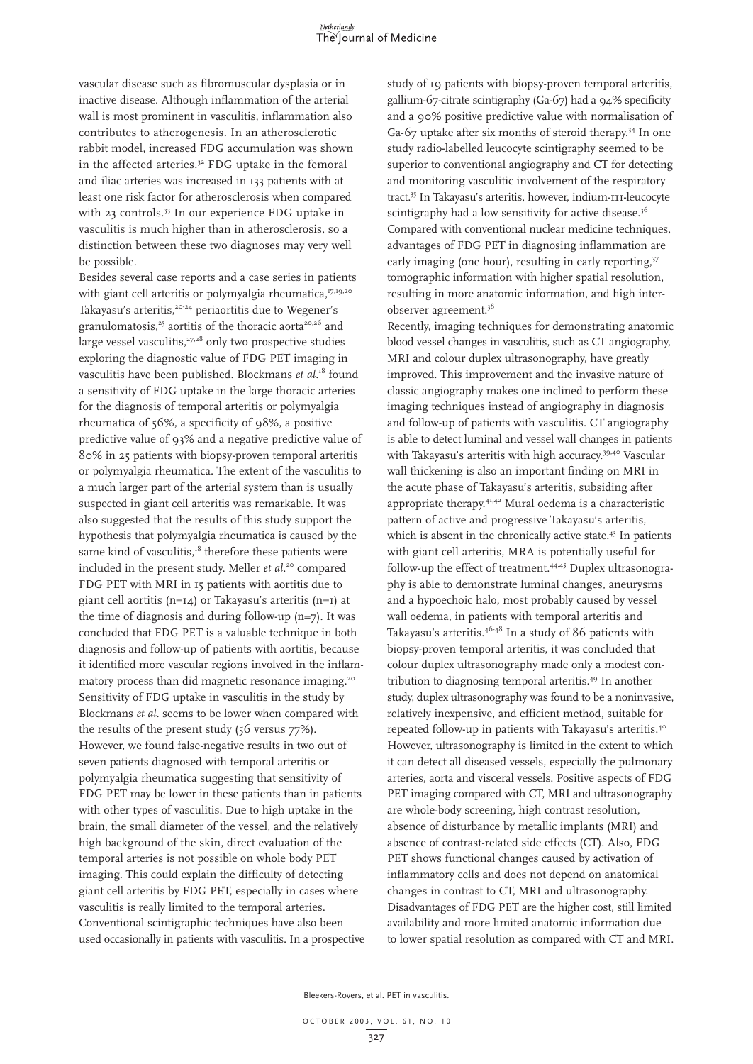vascular disease such as fibromuscular dysplasia or in inactive disease. Although inflammation of the arterial wall is most prominent in vasculitis, inflammation also contributes to atherogenesis. In an atherosclerotic rabbit model, increased FDG accumulation was shown in the affected arteries.[32] FDG uptake in the femoral and iliac arteries was increased in 133 patients with at least one risk factor for atherosclerosis when compared with 23 controls.[33] In our experience FDG uptake in vasculitis is much higher than in atherosclerosis, so a distinction between these two diagnoses may very well be possible.

Besides several case reports and a case series in patients with giant cell arteritis or polymyalgia rheumatica,[17,19,20] Takayasu's arteritis,[20-24] periaortitis due to Wegener's granulomatosis,[25] aortitis of the thoracic aorta[20,26] and large vessel vasculitis,[27,28] only two prospective studies exploring the diagnostic value of FDG PET imaging in vasculitis have been published. Blockmans *et al.*[18] found a sensitivity of FDG uptake in the large thoracic arteries for the diagnosis of temporal arteritis or polymyalgia rheumatica of 56%, a specificity of 98%, a positive predictive value of 93% and a negative predictive value of 80% in 25 patients with biopsy-proven temporal arteritis or polymyalgia rheumatica. The extent of the vasculitis to a much larger part of the arterial system than is usually suspected in giant cell arteritis was remarkable. It was also suggested that the results of this study support the hypothesis that polymyalgia rheumatica is caused by the same kind of vasculitis,[18] therefore these patients were included in the present study. Meller *et al.*[20] compared FDG PET with MRI in 15 patients with aortitis due to giant cell aortitis (n=14) or Takayasu's arteritis (n=1) at the time of diagnosis and during follow-up (n=7). It was concluded that FDG PET is a valuable technique in both diagnosis and follow-up of patients with aortitis, because it identified more vascular regions involved in the inflammatory process than did magnetic resonance imaging.[20] Sensitivity of FDG uptake in vasculitis in the study by Blockmans *et al.* seems to be lower when compared with the results of the present study (56 versus 77%). However, we found false-negative results in two out of seven patients diagnosed with temporal arteritis or polymyalgia rheumatica suggesting that sensitivity of FDG PET may be lower in these patients than in patients with other types of vasculitis. Due to high uptake in the brain, the small diameter of the vessel, and the relatively high background of the skin, direct evaluation of the temporal arteries is not possible on whole body PET imaging. This could explain the difficulty of detecting giant cell arteritis by FDG PET, especially in cases where vasculitis is really limited to the temporal arteries.

Conventional scintigraphic techniques have also been used occasionally in patients with vasculitis. In a prospective study of 19 patients with biopsy-proven temporal arteritis, gallium-67-citrate scintigraphy (Ga-67) had a 94% specificity and a 90% positive predictive value with normalisation of Ga-67 uptake after six months of steroid therapy.[34] In one study radio-labelled leucocyte scintigraphy seemed to be superior to conventional angiography and CT for detecting and monitoring vasculitic involvement of the respiratory tract.[35] In Takayasu's arteritis, however, indium-111-leucocyte scintigraphy had a low sensitivity for active disease.[36] Compared with conventional nuclear medicine techniques, advantages of FDG PET in diagnosing inflammation are early imaging (one hour), resulting in early reporting,[37] tomographic information with higher spatial resolution, resulting in more anatomic information, and high interobserver agreement.[38]

Recently, imaging techniques for demonstrating anatomic blood vessel changes in vasculitis, such as CT angiography, MRI and colour duplex ultrasonography, have greatly improved. This improvement and the invasive nature of classic angiography makes one inclined to perform these imaging techniques instead of angiography in diagnosis and follow-up of patients with vasculitis. CT angiography is able to detect luminal and vessel wall changes in patients with Takayasu's arteritis with high accuracy.[39,40] Vascular wall thickening is also an important finding on MRI in the acute phase of Takayasu's arteritis, subsiding after appropriate therapy.[41,42] Mural oedema is a characteristic pattern of active and progressive Takayasu's arteritis, which is absent in the chronically active state.[43] In patients with giant cell arteritis, MRA is potentially useful for follow-up the effect of treatment.[44,45] Duplex ultrasonography is able to demonstrate luminal changes, aneurysms and a hypoechoic halo, most probably caused by vessel wall oedema, in patients with temporal arteritis and Takayasu's arteritis.[46-48] In a study of 86 patients with biopsy-proven temporal arteritis, it was concluded that colour duplex ultrasonography made only a modest contribution to diagnosing temporal arteritis.[49] In another study, duplex ultrasonography was found to be a noninvasive, relatively inexpensive, and efficient method, suitable for repeated follow-up in patients with Takayasu's arteritis.[40] However, ultrasonography is limited in the extent to which it can detect all diseased vessels, especially the pulmonary arteries, aorta and visceral vessels. Positive aspects of FDG PET imaging compared with CT, MRI and ultrasonography are whole-body screening, high contrast resolution, absence of disturbance by metallic implants (MRI) and absence of contrast-related side effects (CT). Also, FDG PET shows functional changes caused by activation of inflammatory cells and does not depend on anatomical changes in contrast to CT, MRI and ultrasonography. Disadvantages of FDG PET are the higher cost, still limited availability and more limited anatomic information due to lower spatial resolution as compared with CT and MRI.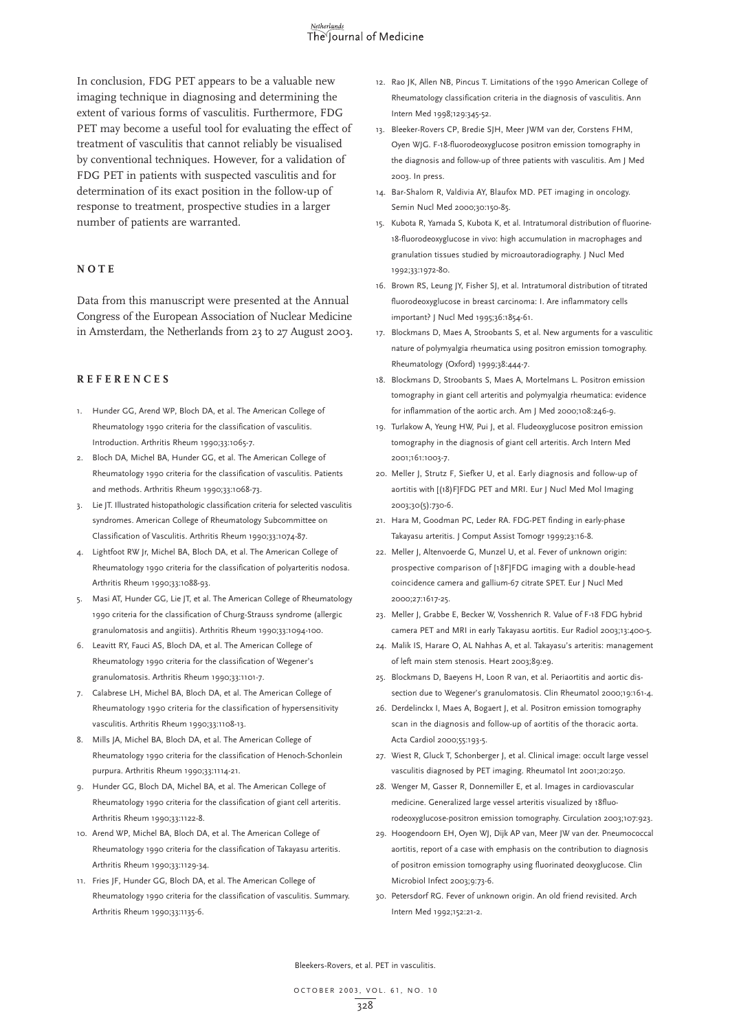In conclusion, FDG PET appears to be a valuable new imaging technique in diagnosing and determining the extent of various forms of vasculitis. Furthermore, FDG PET may become a useful tool for evaluating the effect of treatment of vasculitis that cannot reliably be visualised by conventional techniques. However, for a validation of FDG PET in patients with suspected vasculitis and for determination of its exact position in the follow-up of response to treatment, prospective studies in a larger number of patients are warranted.

## NOTE

Data from this manuscript were presented at the Annual Congress of the European Association of Nuclear Medicine in Amsterdam, the Netherlands from 23 to 27 August 2003.

## REFERENCES

1. Hunder GG, Arend WP, Bloch DA, et al. The American College of Rheumatology 1990 criteria for the classification of vasculitis. Introduction. Arthritis Rheum 1990;33:1065-7.
2. Bloch DA, Michel BA, Hunder GG, et al. The American College of Rheumatology 1990 criteria for the classification of vasculitis. Patients and methods. Arthritis Rheum 1990;33:1068-73.
3. Lie JT. Illustrated histopathologic classification criteria for selected vasculitis syndromes. American College of Rheumatology Subcommittee on Classification of Vasculitis. Arthritis Rheum 1990;33:1074-87.
4. Lightfoot RW Jr, Michel BA, Bloch DA, et al. The American College of Rheumatology 1990 criteria for the classification of polyarteritis nodosa. Arthritis Rheum 1990;33:1088-93.
5. Masi AT, Hunder GG, Lie JT, et al. The American College of Rheumatology 1990 criteria for the classification of Churg-Strauss syndrome (allergic granulomatosis and angiitis). Arthritis Rheum 1990;33:1094-100.
6. Leavitt RY, Fauci AS, Bloch DA, et al. The American College of Rheumatology 1990 criteria for the classification of Wegener's granulomatosis. Arthritis Rheum 1990;33:1101-7.
7. Calabrese LH, Michel BA, Bloch DA, et al. The American College of Rheumatology 1990 criteria for the classification of hypersensitivity vasculitis. Arthritis Rheum 1990;33:1108-13.
8. Mills JA, Michel BA, Bloch DA, et al. The American College of Rheumatology 1990 criteria for the classification of Henoch-Schonlein purpura. Arthritis Rheum 1990;33:1114-21.
9. Hunder GG, Bloch DA, Michel BA, et al. The American College of Rheumatology 1990 criteria for the classification of giant cell arteritis. Arthritis Rheum 1990;33:1122-8.
10. Arend WP, Michel BA, Bloch DA, et al. The American College of Rheumatology 1990 criteria for the classification of Takayasu arteritis. Arthritis Rheum 1990;33:1129-34.
11. Fries JF, Hunder GG, Bloch DA, et al. The American College of Rheumatology 1990 criteria for the classification of vasculitis. Summary. Arthritis Rheum 1990;33:1135-6.
12. Rao JK, Allen NB, Pincus T. Limitations of the 1990 American College of Rheumatology classification criteria in the diagnosis of vasculitis. Ann Intern Med 1998;129:345-52.
13. Bleeker-Rovers CP, Bredie SJH, Meer JWM van der, Corstens FHM, Oyen WJG. F-18-fluorodeoxyglucose positron emission tomography in the diagnosis and follow-up of three patients with vasculitis. Am J Med 2003. In press.
14. Bar-Shalom R, Valdivia AY, Blaufox MD. PET imaging in oncology. Semin Nucl Med 2000;30:150-85.
15. Kubota R, Yamada S, Kubota K, et al. Intratumoral distribution of fluorine-18-fluorodeoxyglucose in vivo: high accumulation in macrophages and granulation tissues studied by microautoradiography. J Nucl Med 1992;33:1972-80.
16. Brown RS, Leung JY, Fisher SJ, et al. Intratumoral distribution of titrated fluorodeoxyglucose in breast carcinoma: I. Are inflammatory cells important? J Nucl Med 1995;36:1854-61.
17. Blockmans D, Maes A, Stroobants S, et al. New arguments for a vasculitic nature of polymyalgia rheumatica using positron emission tomography. Rheumatology (Oxford) 1999;38:444-7.
18. Blockmans D, Stroobants S, Maes A, Mortelmans L. Positron emission tomography in giant cell arteritis and polymyalgia rheumatica: evidence for inflammation of the aortic arch. Am J Med 2000;108:246-9.
19. Turlakow A, Yeung HW, Pui J, et al. Fludeoxyglucose positron emission tomography in the diagnosis of giant cell arteritis. Arch Intern Med 2001;161:1003-7.
20. Meller J, Strutz F, Siefker U, et al. Early diagnosis and follow-up of aortitis with [(18)F]FDG PET and MRI. Eur J Nucl Med Mol Imaging 2003;30(5):730-6.
21. Hara M, Goodman PC, Leder RA. FDG-PET finding in early-phase Takayasu arteritis. J Comput Assist Tomogr 1999;23:16-8.
22. Meller J, Altenvoerde G, Munzel U, et al. Fever of unknown origin: prospective comparison of [18F]FDG imaging with a double-head coincidence camera and gallium-67 citrate SPET. Eur J Nucl Med 2000;27:1617-25.
23. Meller J, Grabbe E, Becker W, Vosshenrich R. Value of F-18 FDG hybrid camera PET and MRI in early Takayasu aortitis. Eur Radiol 2003;13:400-5.
24. Malik IS, Harare O, AL Nahhas A, et al. Takayasu's arteritis: management of left main stem stenosis. Heart 2003;89:e9.
25. Blockmans D, Baeyens H, Loon R van, et al. Periaortitis and aortic dissection due to Wegener's granulomatosis. Clin Rheumatol 2000;19:161-4.
26. Derdelinckx I, Maes A, Bogaert J, et al. Positron emission tomography scan in the diagnosis and follow-up of aortitis of the thoracic aorta. Acta Cardiol 2000;55:193-5.
27. Wiest R, Gluck T, Schonberger J, et al. Clinical image: occult large vessel vasculitis diagnosed by PET imaging. Rheumatol Int 2001;20:250.
28. Wenger M, Gasser R, Donnemiller E, et al. Images in cardiovascular medicine. Generalized large vessel arteritis visualized by 18fluorodeoxyglucose-positron emission tomography. Circulation 2003;107:923.
29. Hoogendoorn EH, Oyen WJ, Dijk AP van, Meer JW van der. Pneumococcal aortitis, report of a case with emphasis on the contribution to diagnosis of positron emission tomography using fluorinated deoxyglucose. Clin Microbiol Infect 2003;9:73-6.
30. Petersdorf RG. Fever of unknown origin. An old friend revisited. Arch Intern Med 1992;152:21-2.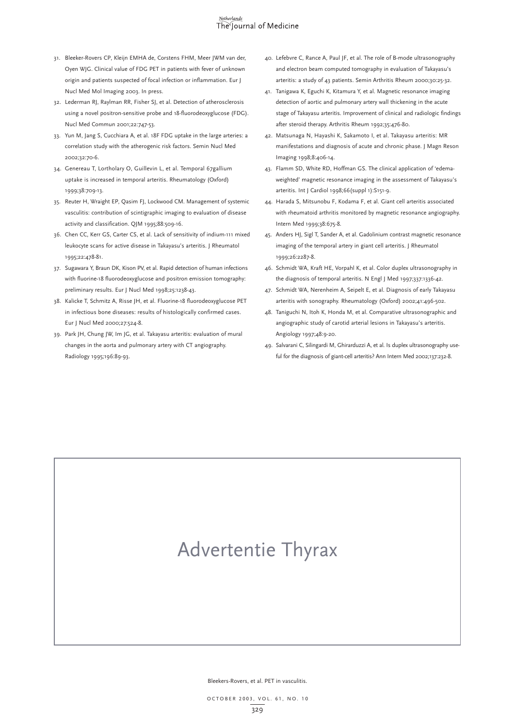31. Bleeker-Rovers CP, Kleijn EMHA de, Corstens FHM, Meer JWM van der, Oyen WJG. Clinical value of FDG PET in patients with fever of unknown origin and patients suspected of focal infection or inflammation. Eur J Nucl Med Mol Imaging 2003. In press.
32. Lederman RJ, Raylman RR, Fisher SJ, et al. Detection of atherosclerosis using a novel positron-sensitive probe and 18-fluorodeoxyglucose (FDG). Nucl Med Commun 2001;22:747-53.
33. Yun M, Jang S, Cucchiara A, et al. 18F FDG uptake in the large arteries: a correlation study with the atherogenic risk factors. Semin Nucl Med 2002;32:70-6.
34. Genereau T, Lortholary O, Guillevin L, et al. Temporal 67gallium uptake is increased in temporal arteritis. Rheumatology (Oxford) 1999;38:709-13.
35. Reuter H, Wraight EP, Qasim FJ, Lockwood CM. Management of systemic vasculitis: contribution of scintigraphic imaging to evaluation of disease activity and classification. QJM 1995;88:509-16.
36. Chen CC, Kerr GS, Carter CS, et al. Lack of sensitivity of indium-111 mixed leukocyte scans for active disease in Takayasu's arteritis. J Rheumatol 1995;22:478-81.
37. Sugawara Y, Braun DK, Kison PV, et al. Rapid detection of human infections with fluorine-18 fluorodeoxyglucose and positron emission tomography: preliminary results. Eur J Nucl Med 1998;25:1238-43.
38. Kalicke T, Schmitz A, Risse JH, et al. Fluorine-18 fluorodeoxyglucose PET in infectious bone diseases: results of histologically confirmed cases. Eur J Nucl Med 2000;27:524-8.
39. Park JH, Chung JW, Im JG, et al. Takayasu arteritis: evaluation of mural changes in the aorta and pulmonary artery with CT angiography. Radiology 1995;196:89-93.
40. Lefebvre C, Rance A, Paul JF, et al. The role of B-mode ultrasonography and electron beam computed tomography in evaluation of Takayasu's arteritis: a study of 43 patients. Semin Arthritis Rheum 2000;30:25-32.
41. Tanigawa K, Eguchi K, Kitamura Y, et al. Magnetic resonance imaging detection of aortic and pulmonary artery wall thickening in the acute stage of Takayasu arteritis. Improvement of clinical and radiologic findings after steroid therapy. Arthritis Rheum 1992;35:476-80.
42. Matsunaga N, Hayashi K, Sakamoto I, et al. Takayasu arteritis: MR manifestations and diagnosis of acute and chronic phase. J Magn Reson Imaging 1998;8:406-14.
43. Flamm SD, White RD, Hoffman GS. The clinical application of 'edema-weighted' magnetic resonance imaging in the assessment of Takayasu's arteritis. Int J Cardiol 1998;66(suppl 1):S151-9.
44. Harada S, Mitsunobu F, Kodama F, et al. Giant cell arteritis associated with rheumatoid arthritis monitored by magnetic resonance angiography. Intern Med 1999;38:675-8.
45. Anders HJ, Sigl T, Sander A, et al. Gadolinium contrast magnetic resonance imaging of the temporal artery in giant cell arteritis. J Rheumatol 1999;26:2287-8.
46. Schmidt WA, Kraft HE, Vorpahl K, et al. Color duplex ultrasonography in the diagnosis of temporal arteritis. N Engl J Med 1997;337:1336-42.
47. Schmidt WA, Nerenheim A, Seipelt E, et al. Diagnosis of early Takayasu arteritis with sonography. Rheumatology (Oxford) 2002;41:496-502.
48. Taniguchi N, Itoh K, Honda M, et al. Comparative ultrasonographic and angiographic study of carotid arterial lesions in Takayasu's arteritis. Angiology 1997;48:9-20.
49. Salvarani C, Silingardi M, Ghirarduzzi A, et al. Is duplex ultrasonography useful for the diagnosis of giant-cell arteritis? Ann Intern Med 2002;137:232-8.

Advertentie Thyrax